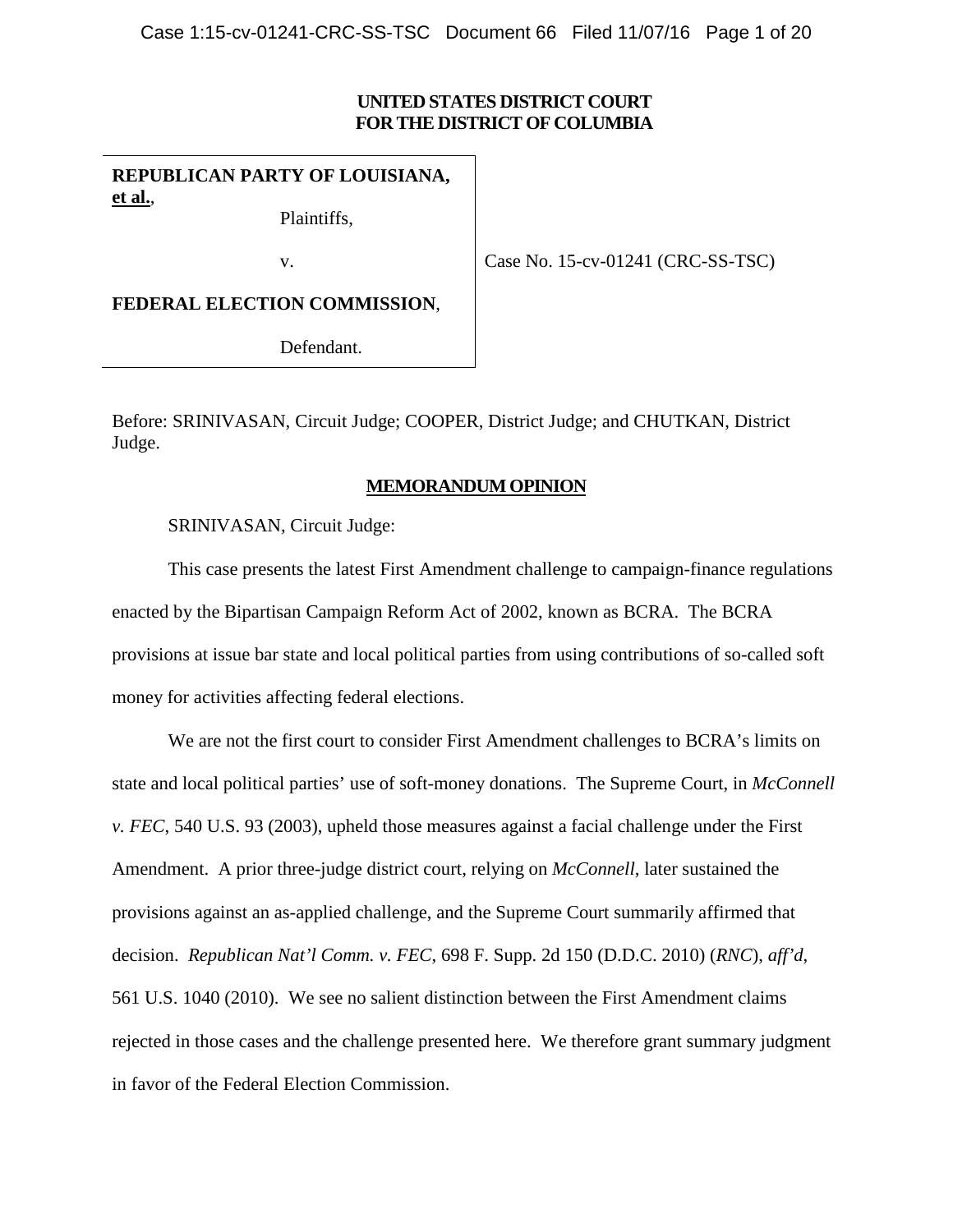**UNITED STATES DISTRICT COURT**
**FOR THE DISTRICT OF COLUMBIA**

| | |
|---|---|
| **REPUBLICAN PARTY OF LOUISIANA, <u>et al.</u>**, Plaintiffs, v. **FEDERAL ELECTION COMMISSION**, Defendant. | Case No. 15-cv-01241 (CRC-SS-TSC) |

Before: SRINIVASAN, Circuit Judge; COOPER, District Judge; and CHUTKAN, District Judge.

**<u>MEMORANDUM OPINION</u>**

SRINIVASAN, Circuit Judge:

This case presents the latest First Amendment challenge to campaign-finance regulations enacted by the Bipartisan Campaign Reform Act of 2002, known as BCRA. The BCRA provisions at issue bar state and local political parties from using contributions of so-called soft money for activities affecting federal elections.

We are not the first court to consider First Amendment challenges to BCRA's limits on state and local political parties' use of soft-money donations. The Supreme Court, in *McConnell v. FEC*, 540 U.S. 93 (2003), upheld those measures against a facial challenge under the First Amendment. A prior three-judge district court, relying on *McConnell*, later sustained the provisions against an as-applied challenge, and the Supreme Court summarily affirmed that decision. *Republican Nat'l Comm. v. FEC*, 698 F. Supp. 2d 150 (D.D.C. 2010) (*RNC*), *aff'd*, 561 U.S. 1040 (2010). We see no salient distinction between the First Amendment claims rejected in those cases and the challenge presented here. We therefore grant summary judgment in favor of the Federal Election Commission.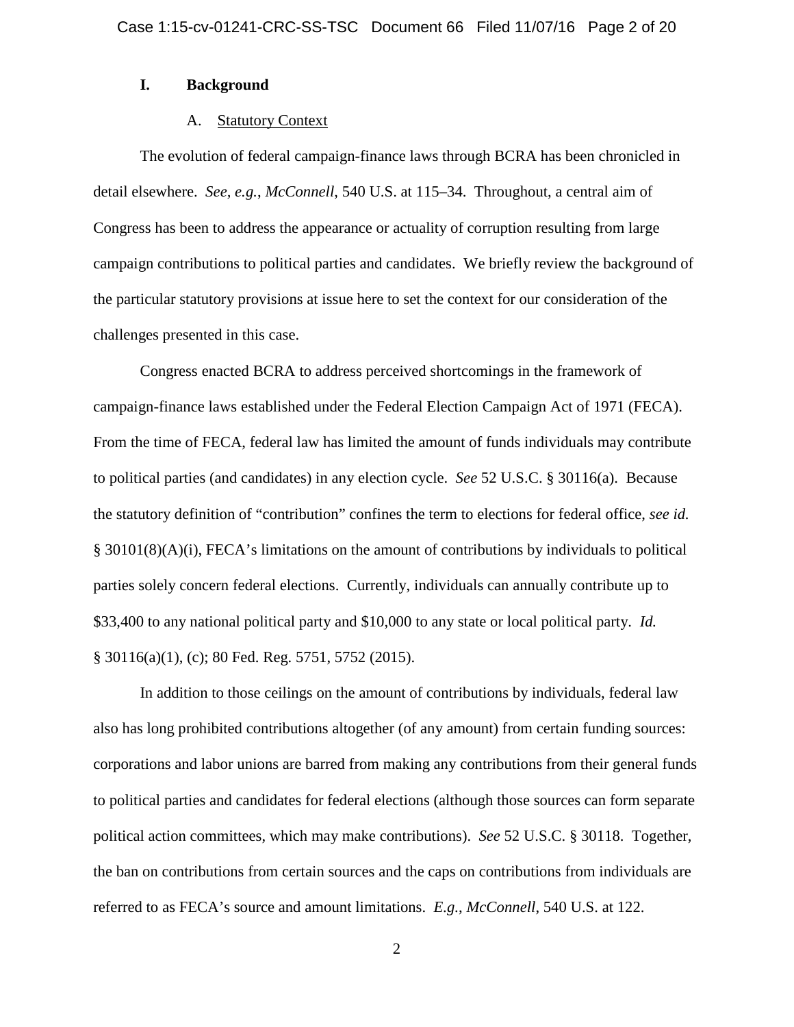## I. Background

### A. Statutory Context

The evolution of federal campaign-finance laws through BCRA has been chronicled in detail elsewhere. *See, e.g.*, *McConnell*, 540 U.S. at 115–34. Throughout, a central aim of Congress has been to address the appearance or actuality of corruption resulting from large campaign contributions to political parties and candidates. We briefly review the background of the particular statutory provisions at issue here to set the context for our consideration of the challenges presented in this case.

Congress enacted BCRA to address perceived shortcomings in the framework of campaign-finance laws established under the Federal Election Campaign Act of 1971 (FECA). From the time of FECA, federal law has limited the amount of funds individuals may contribute to political parties (and candidates) in any election cycle. *See* 52 U.S.C. § 30116(a). Because the statutory definition of "contribution" confines the term to elections for federal office, *see id.* § 30101(8)(A)(i), FECA's limitations on the amount of contributions by individuals to political parties solely concern federal elections. Currently, individuals can annually contribute up to $33,400 to any national political party and $10,000 to any state or local political party. *Id.* § 30116(a)(1), (c); 80 Fed. Reg. 5751, 5752 (2015).

In addition to those ceilings on the amount of contributions by individuals, federal law also has long prohibited contributions altogether (of any amount) from certain funding sources: corporations and labor unions are barred from making any contributions from their general funds to political parties and candidates for federal elections (although those sources can form separate political action committees, which may make contributions). *See* 52 U.S.C. § 30118. Together, the ban on contributions from certain sources and the caps on contributions from individuals are referred to as FECA's source and amount limitations. *E.g.*, *McConnell*, 540 U.S. at 122.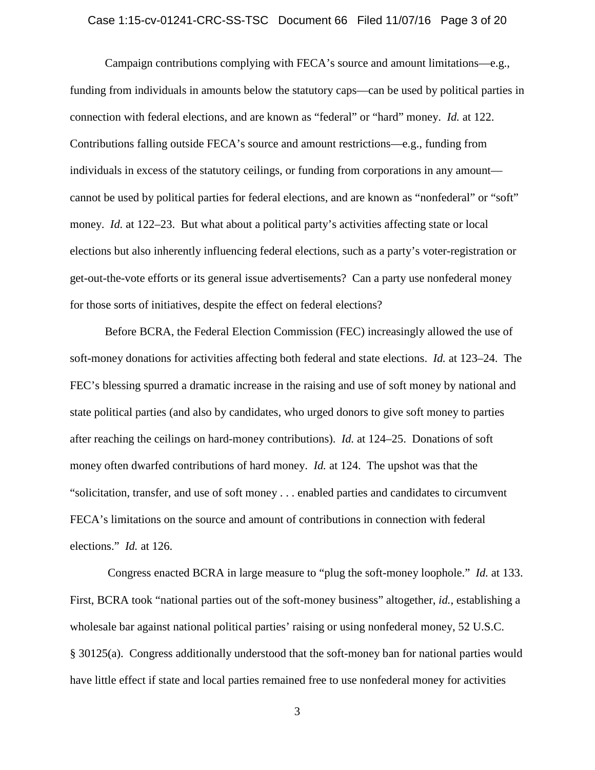Campaign contributions complying with FECA's source and amount limitations—e.g., funding from individuals in amounts below the statutory caps—can be used by political parties in connection with federal elections, and are known as "federal" or "hard" money. *Id.* at 122. Contributions falling outside FECA's source and amount restrictions—e.g., funding from individuals in excess of the statutory ceilings, or funding from corporations in any amount—cannot be used by political parties for federal elections, and are known as "nonfederal" or "soft" money. *Id.* at 122–23. But what about a political party's activities affecting state or local elections but also inherently influencing federal elections, such as a party's voter-registration or get-out-the-vote efforts or its general issue advertisements? Can a party use nonfederal money for those sorts of initiatives, despite the effect on federal elections?

Before BCRA, the Federal Election Commission (FEC) increasingly allowed the use of soft-money donations for activities affecting both federal and state elections. *Id.* at 123–24. The FEC's blessing spurred a dramatic increase in the raising and use of soft money by national and state political parties (and also by candidates, who urged donors to give soft money to parties after reaching the ceilings on hard-money contributions). *Id.* at 124–25. Donations of soft money often dwarfed contributions of hard money. *Id.* at 124. The upshot was that the "solicitation, transfer, and use of soft money . . . enabled parties and candidates to circumvent FECA's limitations on the source and amount of contributions in connection with federal elections." *Id.* at 126.

Congress enacted BCRA in large measure to "plug the soft-money loophole." *Id.* at 133. First, BCRA took "national parties out of the soft-money business" altogether, *id.*, establishing a wholesale bar against national political parties' raising or using nonfederal money, 52 U.S.C. § 30125(a). Congress additionally understood that the soft-money ban for national parties would have little effect if state and local parties remained free to use nonfederal money for activities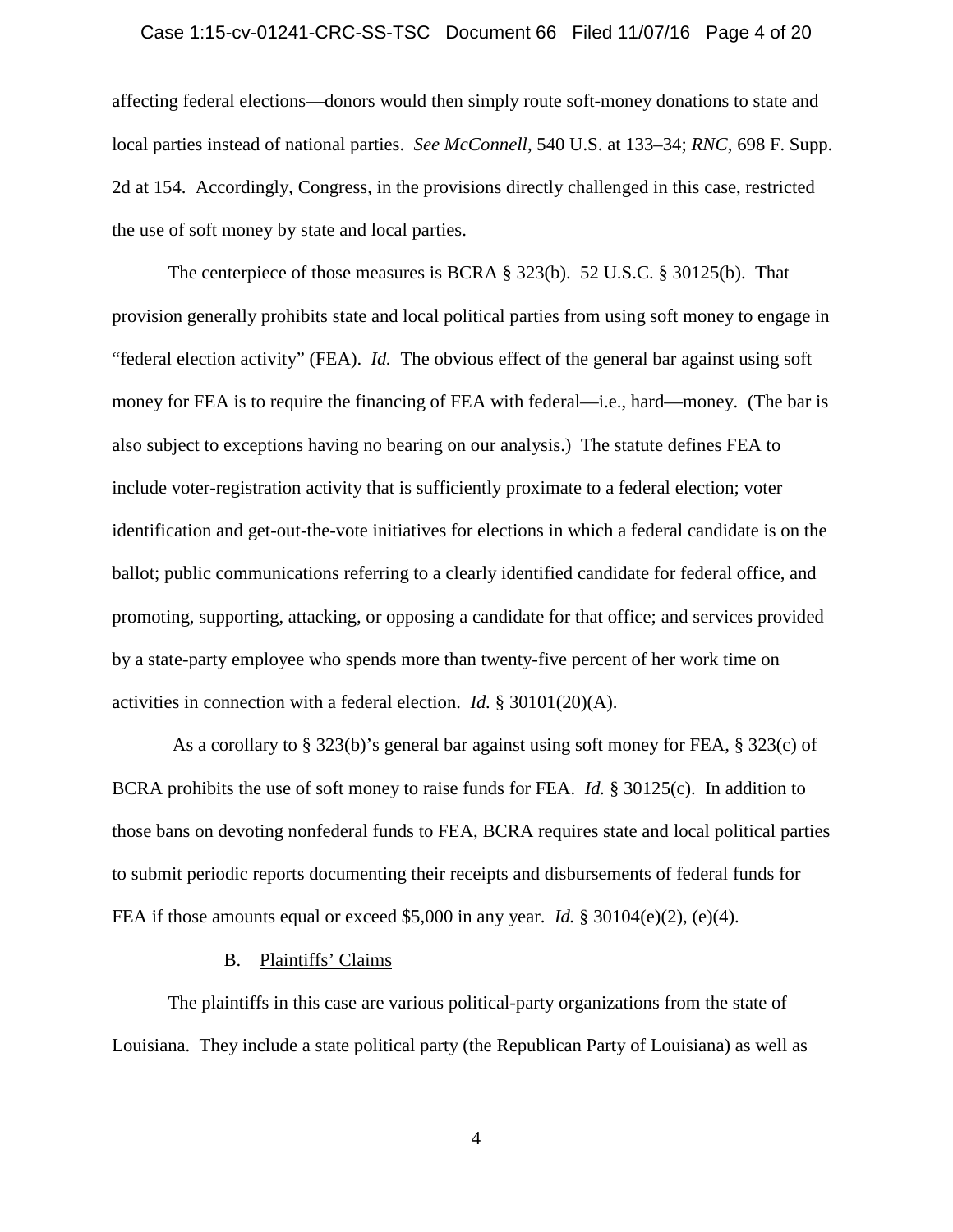affecting federal elections—donors would then simply route soft-money donations to state and local parties instead of national parties. *See McConnell*, 540 U.S. at 133–34; *RNC*, 698 F. Supp. 2d at 154. Accordingly, Congress, in the provisions directly challenged in this case, restricted the use of soft money by state and local parties.

The centerpiece of those measures is BCRA § 323(b). 52 U.S.C. § 30125(b). That provision generally prohibits state and local political parties from using soft money to engage in "federal election activity" (FEA). *Id.* The obvious effect of the general bar against using soft money for FEA is to require the financing of FEA with federal—i.e., hard—money. (The bar is also subject to exceptions having no bearing on our analysis.) The statute defines FEA to include voter-registration activity that is sufficiently proximate to a federal election; voter identification and get-out-the-vote initiatives for elections in which a federal candidate is on the ballot; public communications referring to a clearly identified candidate for federal office, and promoting, supporting, attacking, or opposing a candidate for that office; and services provided by a state-party employee who spends more than twenty-five percent of her work time on activities in connection with a federal election. *Id.* § 30101(20)(A).

As a corollary to § 323(b)'s general bar against using soft money for FEA, § 323(c) of BCRA prohibits the use of soft money to raise funds for FEA. *Id.* § 30125(c). In addition to those bans on devoting nonfederal funds to FEA, BCRA requires state and local political parties to submit periodic reports documenting their receipts and disbursements of federal funds for FEA if those amounts equal or exceed $5,000 in any year. *Id.* § 30104(e)(2), (e)(4).

### B. Plaintiffs' Claims

The plaintiffs in this case are various political-party organizations from the state of Louisiana. They include a state political party (the Republican Party of Louisiana) as well as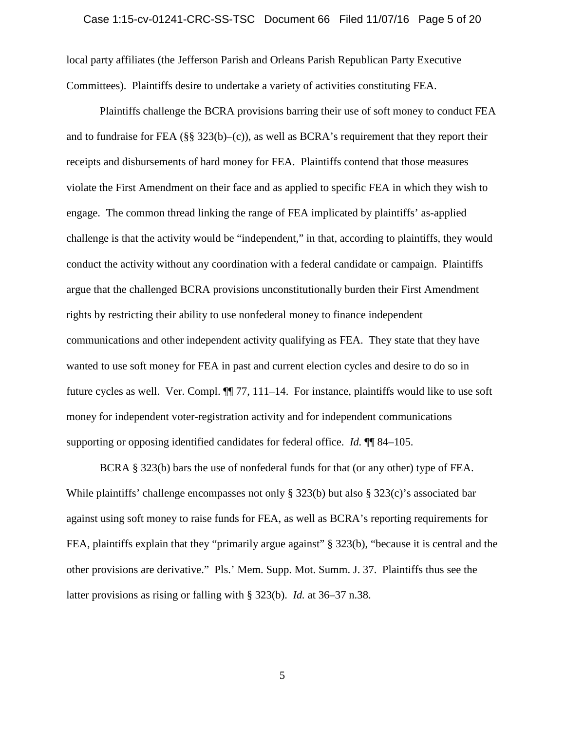local party affiliates (the Jefferson Parish and Orleans Parish Republican Party Executive Committees). Plaintiffs desire to undertake a variety of activities constituting FEA.

Plaintiffs challenge the BCRA provisions barring their use of soft money to conduct FEA and to fundraise for FEA (§§ 323(b)–(c)), as well as BCRA's requirement that they report their receipts and disbursements of hard money for FEA. Plaintiffs contend that those measures violate the First Amendment on their face and as applied to specific FEA in which they wish to engage. The common thread linking the range of FEA implicated by plaintiffs' as-applied challenge is that the activity would be "independent," in that, according to plaintiffs, they would conduct the activity without any coordination with a federal candidate or campaign. Plaintiffs argue that the challenged BCRA provisions unconstitutionally burden their First Amendment rights by restricting their ability to use nonfederal money to finance independent communications and other independent activity qualifying as FEA. They state that they have wanted to use soft money for FEA in past and current election cycles and desire to do so in future cycles as well. Ver. Compl. ¶¶ 77, 111–14. For instance, plaintiffs would like to use soft money for independent voter-registration activity and for independent communications supporting or opposing identified candidates for federal office. *Id.* ¶¶ 84–105.

BCRA § 323(b) bars the use of nonfederal funds for that (or any other) type of FEA. While plaintiffs' challenge encompasses not only § 323(b) but also § 323(c)'s associated bar against using soft money to raise funds for FEA, as well as BCRA's reporting requirements for FEA, plaintiffs explain that they "primarily argue against" § 323(b), "because it is central and the other provisions are derivative." Pls.' Mem. Supp. Mot. Summ. J. 37. Plaintiffs thus see the latter provisions as rising or falling with § 323(b). *Id.* at 36–37 n.38.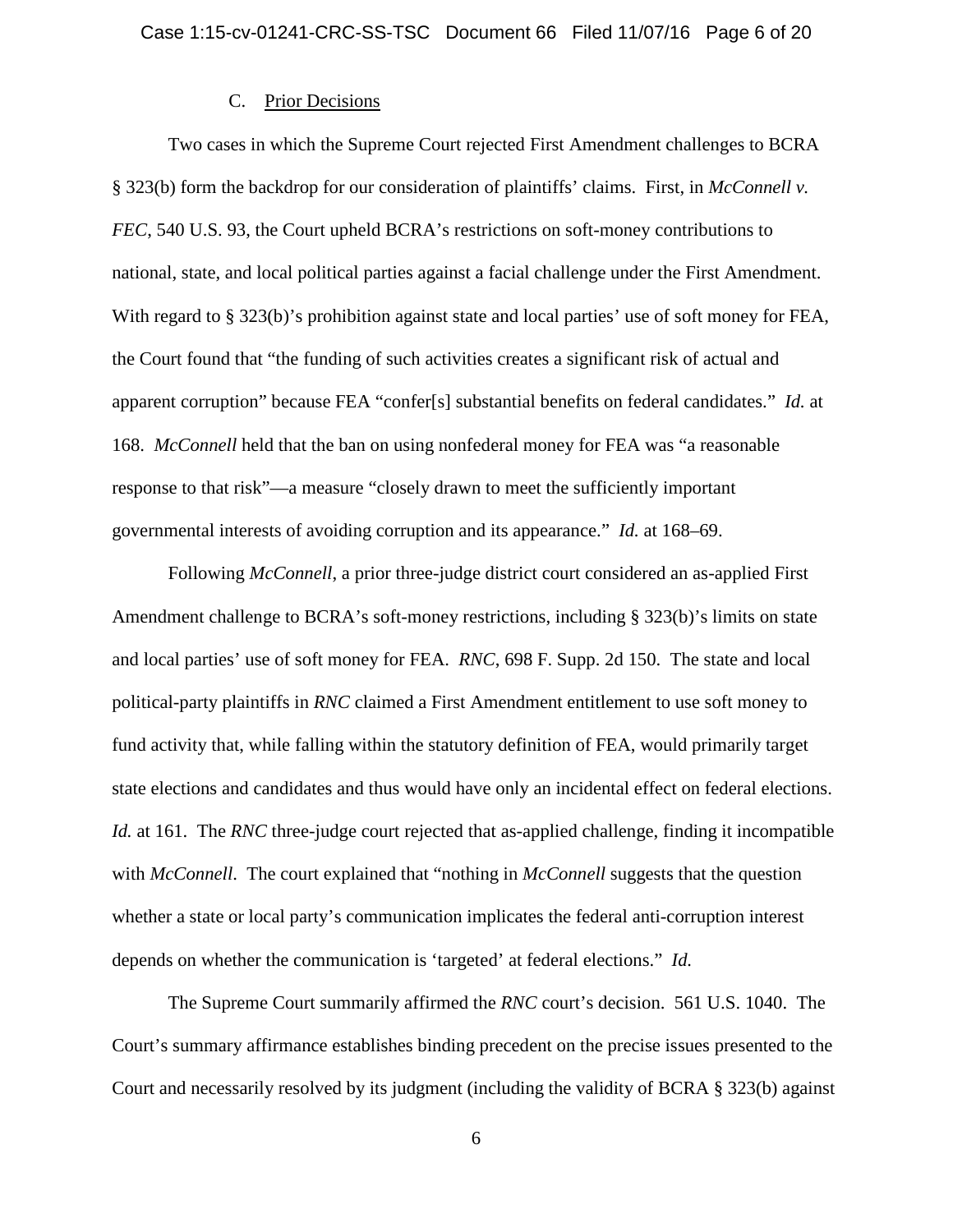### C. Prior Decisions

Two cases in which the Supreme Court rejected First Amendment challenges to BCRA § 323(b) form the backdrop for our consideration of plaintiffs' claims. First, in *McConnell v. FEC*, 540 U.S. 93, the Court upheld BCRA's restrictions on soft-money contributions to national, state, and local political parties against a facial challenge under the First Amendment. With regard to § 323(b)'s prohibition against state and local parties' use of soft money for FEA, the Court found that "the funding of such activities creates a significant risk of actual and apparent corruption" because FEA "confer[s] substantial benefits on federal candidates." *Id.* at 168. *McConnell* held that the ban on using nonfederal money for FEA was "a reasonable response to that risk"—a measure "closely drawn to meet the sufficiently important governmental interests of avoiding corruption and its appearance." *Id.* at 168–69.

Following *McConnell*, a prior three-judge district court considered an as-applied First Amendment challenge to BCRA's soft-money restrictions, including § 323(b)'s limits on state and local parties' use of soft money for FEA. *RNC*, 698 F. Supp. 2d 150. The state and local political-party plaintiffs in *RNC* claimed a First Amendment entitlement to use soft money to fund activity that, while falling within the statutory definition of FEA, would primarily target state elections and candidates and thus would have only an incidental effect on federal elections. *Id.* at 161. The *RNC* three-judge court rejected that as-applied challenge, finding it incompatible with *McConnell*. The court explained that "nothing in *McConnell* suggests that the question whether a state or local party's communication implicates the federal anti-corruption interest depends on whether the communication is 'targeted' at federal elections." *Id.*

The Supreme Court summarily affirmed the *RNC* court's decision. 561 U.S. 1040. The Court's summary affirmance establishes binding precedent on the precise issues presented to the Court and necessarily resolved by its judgment (including the validity of BCRA § 323(b) against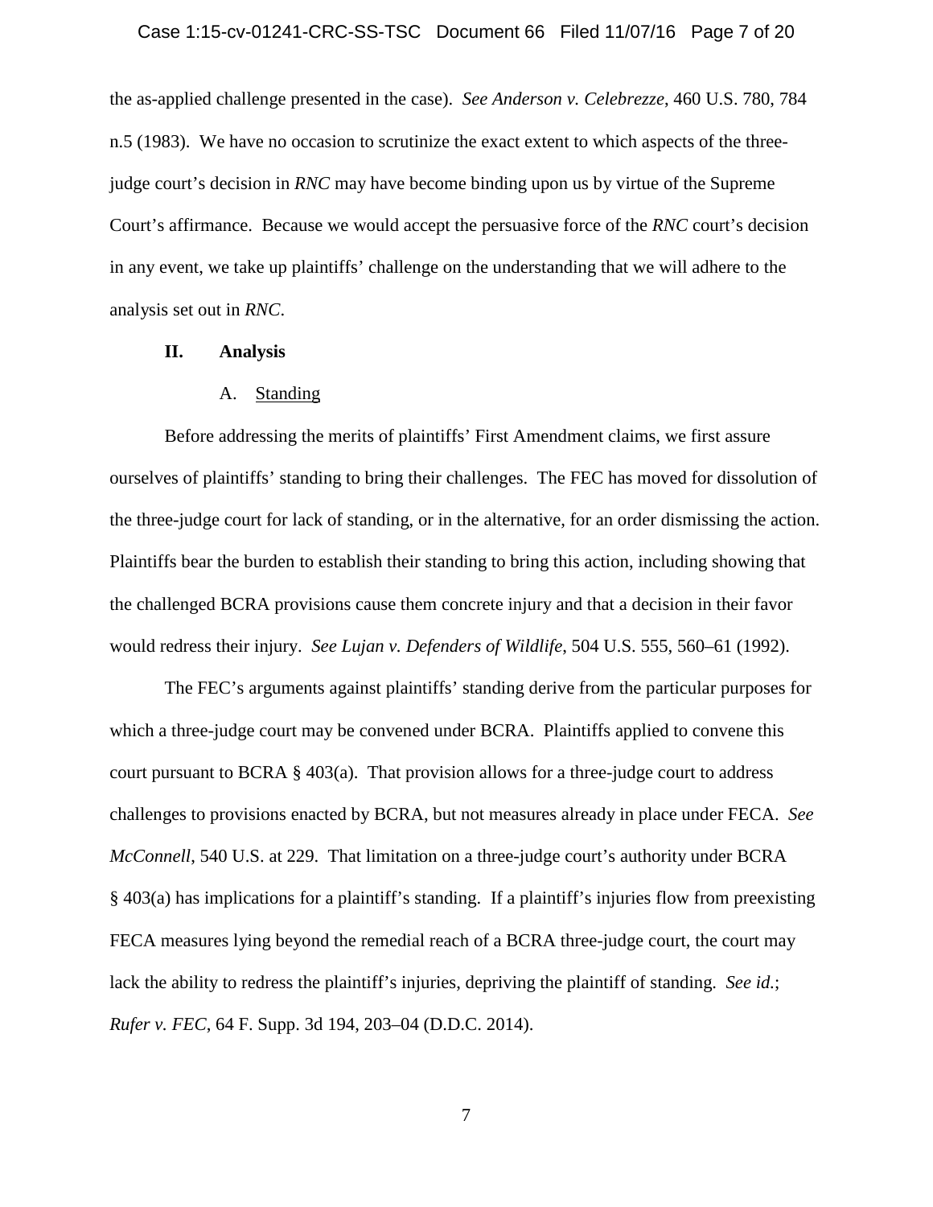the as-applied challenge presented in the case). *See Anderson v. Celebrezze*, 460 U.S. 780, 784 n.5 (1983). We have no occasion to scrutinize the exact extent to which aspects of the three-judge court's decision in *RNC* may have become binding upon us by virtue of the Supreme Court's affirmance. Because we would accept the persuasive force of the *RNC* court's decision in any event, we take up plaintiffs' challenge on the understanding that we will adhere to the analysis set out in *RNC*.

## II. Analysis

### A. Standing

Before addressing the merits of plaintiffs' First Amendment claims, we first assure ourselves of plaintiffs' standing to bring their challenges. The FEC has moved for dissolution of the three-judge court for lack of standing, or in the alternative, for an order dismissing the action. Plaintiffs bear the burden to establish their standing to bring this action, including showing that the challenged BCRA provisions cause them concrete injury and that a decision in their favor would redress their injury. *See Lujan v. Defenders of Wildlife*, 504 U.S. 555, 560–61 (1992).

The FEC's arguments against plaintiffs' standing derive from the particular purposes for which a three-judge court may be convened under BCRA. Plaintiffs applied to convene this court pursuant to BCRA § 403(a). That provision allows for a three-judge court to address challenges to provisions enacted by BCRA, but not measures already in place under FECA. *See McConnell*, 540 U.S. at 229. That limitation on a three-judge court's authority under BCRA § 403(a) has implications for a plaintiff's standing. If a plaintiff's injuries flow from preexisting FECA measures lying beyond the remedial reach of a BCRA three-judge court, the court may lack the ability to redress the plaintiff's injuries, depriving the plaintiff of standing. *See id.*; *Rufer v. FEC*, 64 F. Supp. 3d 194, 203–04 (D.D.C. 2014).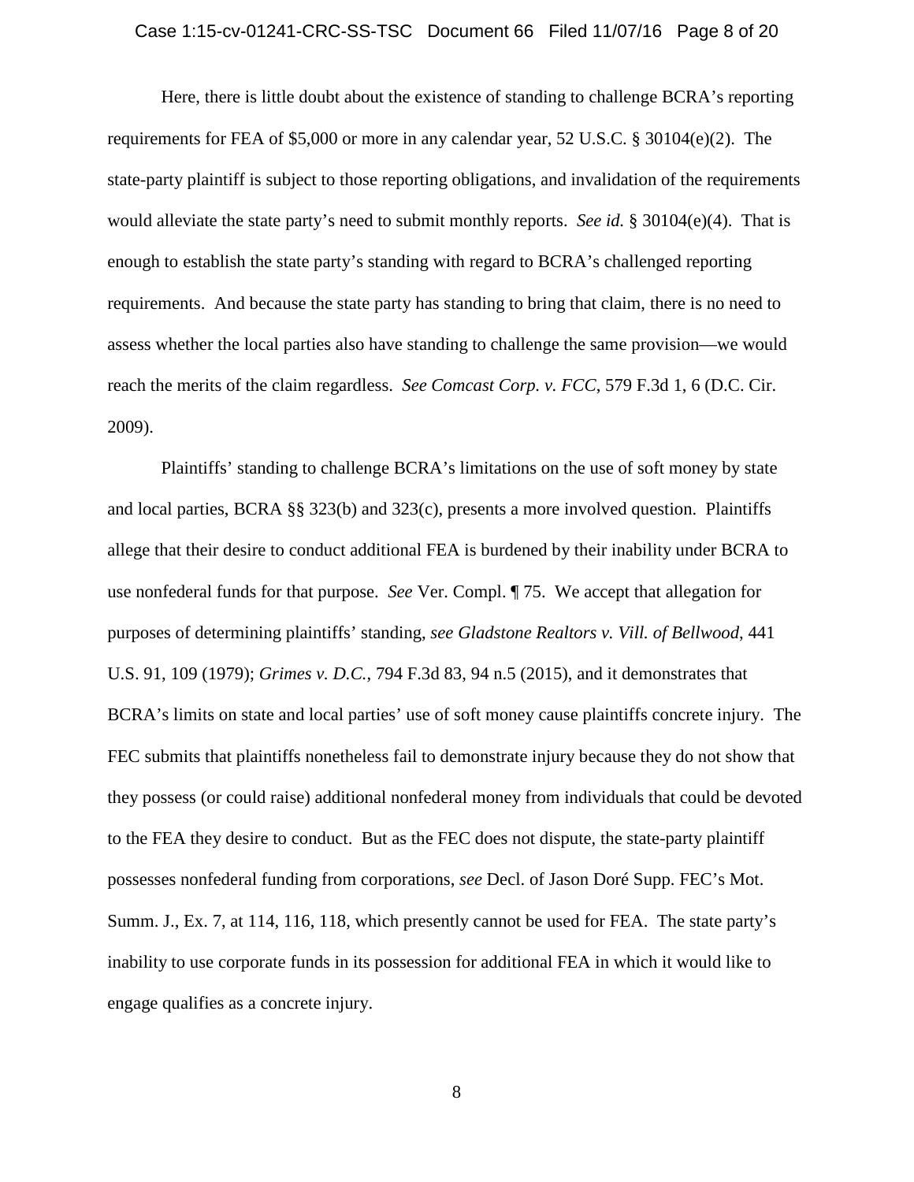Here, there is little doubt about the existence of standing to challenge BCRA's reporting requirements for FEA of $5,000 or more in any calendar year, 52 U.S.C. § 30104(e)(2). The state-party plaintiff is subject to those reporting obligations, and invalidation of the requirements would alleviate the state party's need to submit monthly reports. *See id.* § 30104(e)(4). That is enough to establish the state party's standing with regard to BCRA's challenged reporting requirements. And because the state party has standing to bring that claim, there is no need to assess whether the local parties also have standing to challenge the same provision—we would reach the merits of the claim regardless. *See Comcast Corp. v. FCC*, 579 F.3d 1, 6 (D.C. Cir. 2009).

Plaintiffs' standing to challenge BCRA's limitations on the use of soft money by state and local parties, BCRA §§ 323(b) and 323(c), presents a more involved question. Plaintiffs allege that their desire to conduct additional FEA is burdened by their inability under BCRA to use nonfederal funds for that purpose. *See* Ver. Compl. ¶ 75. We accept that allegation for purposes of determining plaintiffs' standing, *see Gladstone Realtors v. Vill. of Bellwood*, 441 U.S. 91, 109 (1979); *Grimes v. D.C.*, 794 F.3d 83, 94 n.5 (2015), and it demonstrates that BCRA's limits on state and local parties' use of soft money cause plaintiffs concrete injury. The FEC submits that plaintiffs nonetheless fail to demonstrate injury because they do not show that they possess (or could raise) additional nonfederal money from individuals that could be devoted to the FEA they desire to conduct. But as the FEC does not dispute, the state-party plaintiff possesses nonfederal funding from corporations, *see* Decl. of Jason Doré Supp. FEC's Mot. Summ. J., Ex. 7, at 114, 116, 118, which presently cannot be used for FEA. The state party's inability to use corporate funds in its possession for additional FEA in which it would like to engage qualifies as a concrete injury.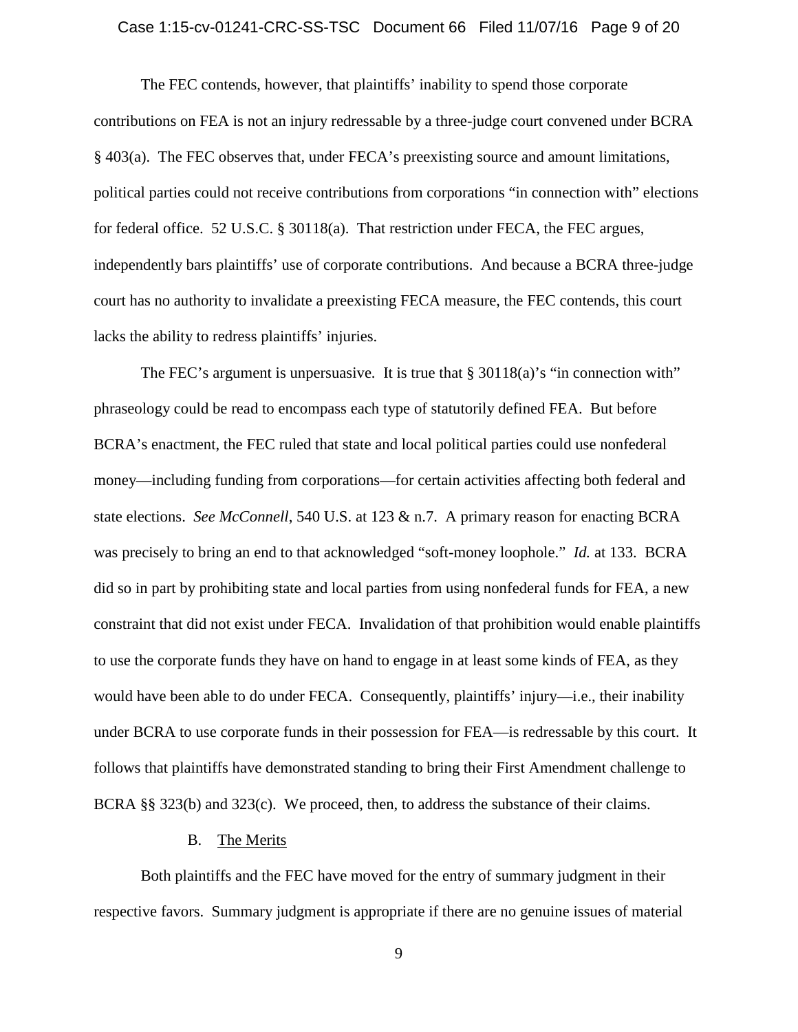The FEC contends, however, that plaintiffs' inability to spend those corporate contributions on FEA is not an injury redressable by a three-judge court convened under BCRA § 403(a). The FEC observes that, under FECA's preexisting source and amount limitations, political parties could not receive contributions from corporations "in connection with" elections for federal office. 52 U.S.C. § 30118(a). That restriction under FECA, the FEC argues, independently bars plaintiffs' use of corporate contributions. And because a BCRA three-judge court has no authority to invalidate a preexisting FECA measure, the FEC contends, this court lacks the ability to redress plaintiffs' injuries.

The FEC's argument is unpersuasive. It is true that § 30118(a)'s "in connection with" phraseology could be read to encompass each type of statutorily defined FEA. But before BCRA's enactment, the FEC ruled that state and local political parties could use nonfederal money—including funding from corporations—for certain activities affecting both federal and state elections. *See McConnell*, 540 U.S. at 123 & n.7. A primary reason for enacting BCRA was precisely to bring an end to that acknowledged "soft-money loophole." *Id.* at 133. BCRA did so in part by prohibiting state and local parties from using nonfederal funds for FEA, a new constraint that did not exist under FECA. Invalidation of that prohibition would enable plaintiffs to use the corporate funds they have on hand to engage in at least some kinds of FEA, as they would have been able to do under FECA. Consequently, plaintiffs' injury—i.e., their inability under BCRA to use corporate funds in their possession for FEA—is redressable by this court. It follows that plaintiffs have demonstrated standing to bring their First Amendment challenge to BCRA §§ 323(b) and 323(c). We proceed, then, to address the substance of their claims.

### B. The Merits

Both plaintiffs and the FEC have moved for the entry of summary judgment in their respective favors. Summary judgment is appropriate if there are no genuine issues of material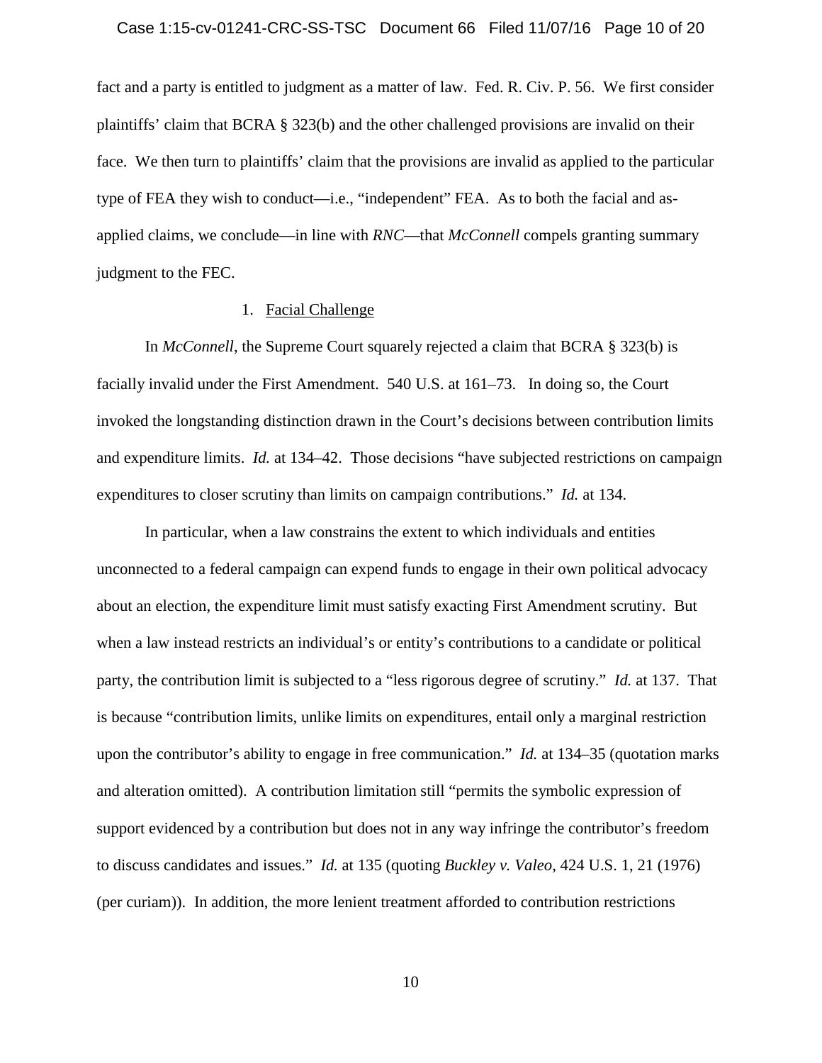fact and a party is entitled to judgment as a matter of law. Fed. R. Civ. P. 56. We first consider plaintiffs' claim that BCRA § 323(b) and the other challenged provisions are invalid on their face. We then turn to plaintiffs' claim that the provisions are invalid as applied to the particular type of FEA they wish to conduct—i.e., "independent" FEA. As to both the facial and as-applied claims, we conclude—in line with *RNC*—that *McConnell* compels granting summary judgment to the FEC.

1. Facial Challenge

In *McConnell*, the Supreme Court squarely rejected a claim that BCRA § 323(b) is facially invalid under the First Amendment. 540 U.S. at 161–73. In doing so, the Court invoked the longstanding distinction drawn in the Court's decisions between contribution limits and expenditure limits. *Id.* at 134–42. Those decisions "have subjected restrictions on campaign expenditures to closer scrutiny than limits on campaign contributions." *Id.* at 134.

In particular, when a law constrains the extent to which individuals and entities unconnected to a federal campaign can expend funds to engage in their own political advocacy about an election, the expenditure limit must satisfy exacting First Amendment scrutiny. But when a law instead restricts an individual's or entity's contributions to a candidate or political party, the contribution limit is subjected to a "less rigorous degree of scrutiny." *Id.* at 137. That is because "contribution limits, unlike limits on expenditures, entail only a marginal restriction upon the contributor's ability to engage in free communication." *Id.* at 134–35 (quotation marks and alteration omitted). A contribution limitation still "permits the symbolic expression of support evidenced by a contribution but does not in any way infringe the contributor's freedom to discuss candidates and issues." *Id.* at 135 (quoting *Buckley v. Valeo*, 424 U.S. 1, 21 (1976) (per curiam)). In addition, the more lenient treatment afforded to contribution restrictions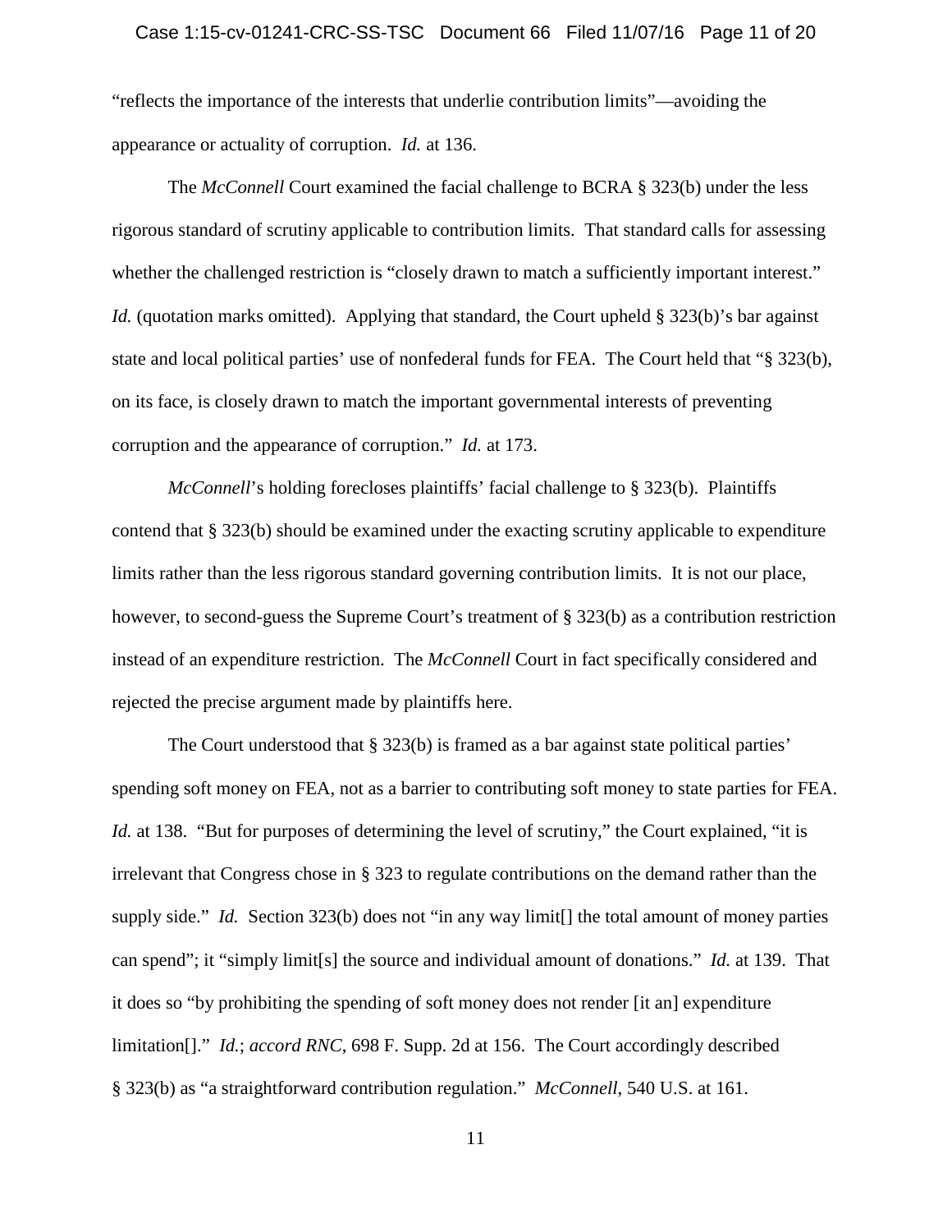"reflects the importance of the interests that underlie contribution limits"—avoiding the appearance or actuality of corruption. *Id.* at 136.

The *McConnell* Court examined the facial challenge to BCRA § 323(b) under the less rigorous standard of scrutiny applicable to contribution limits. That standard calls for assessing whether the challenged restriction is "closely drawn to match a sufficiently important interest." *Id.* (quotation marks omitted). Applying that standard, the Court upheld § 323(b)'s bar against state and local political parties' use of nonfederal funds for FEA. The Court held that "§ 323(b), on its face, is closely drawn to match the important governmental interests of preventing corruption and the appearance of corruption." *Id.* at 173.

*McConnell*'s holding forecloses plaintiffs' facial challenge to § 323(b). Plaintiffs contend that § 323(b) should be examined under the exacting scrutiny applicable to expenditure limits rather than the less rigorous standard governing contribution limits. It is not our place, however, to second-guess the Supreme Court's treatment of § 323(b) as a contribution restriction instead of an expenditure restriction. The *McConnell* Court in fact specifically considered and rejected the precise argument made by plaintiffs here.

The Court understood that § 323(b) is framed as a bar against state political parties' spending soft money on FEA, not as a barrier to contributing soft money to state parties for FEA. *Id.* at 138. "But for purposes of determining the level of scrutiny," the Court explained, "it is irrelevant that Congress chose in § 323 to regulate contributions on the demand rather than the supply side." *Id.* Section 323(b) does not "in any way limit[] the total amount of money parties can spend"; it "simply limit[s] the source and individual amount of donations." *Id.* at 139. That it does so "by prohibiting the spending of soft money does not render [it an] expenditure limitation[]." *Id.*; *accord RNC*, 698 F. Supp. 2d at 156. The Court accordingly described § 323(b) as "a straightforward contribution regulation." *McConnell*, 540 U.S. at 161.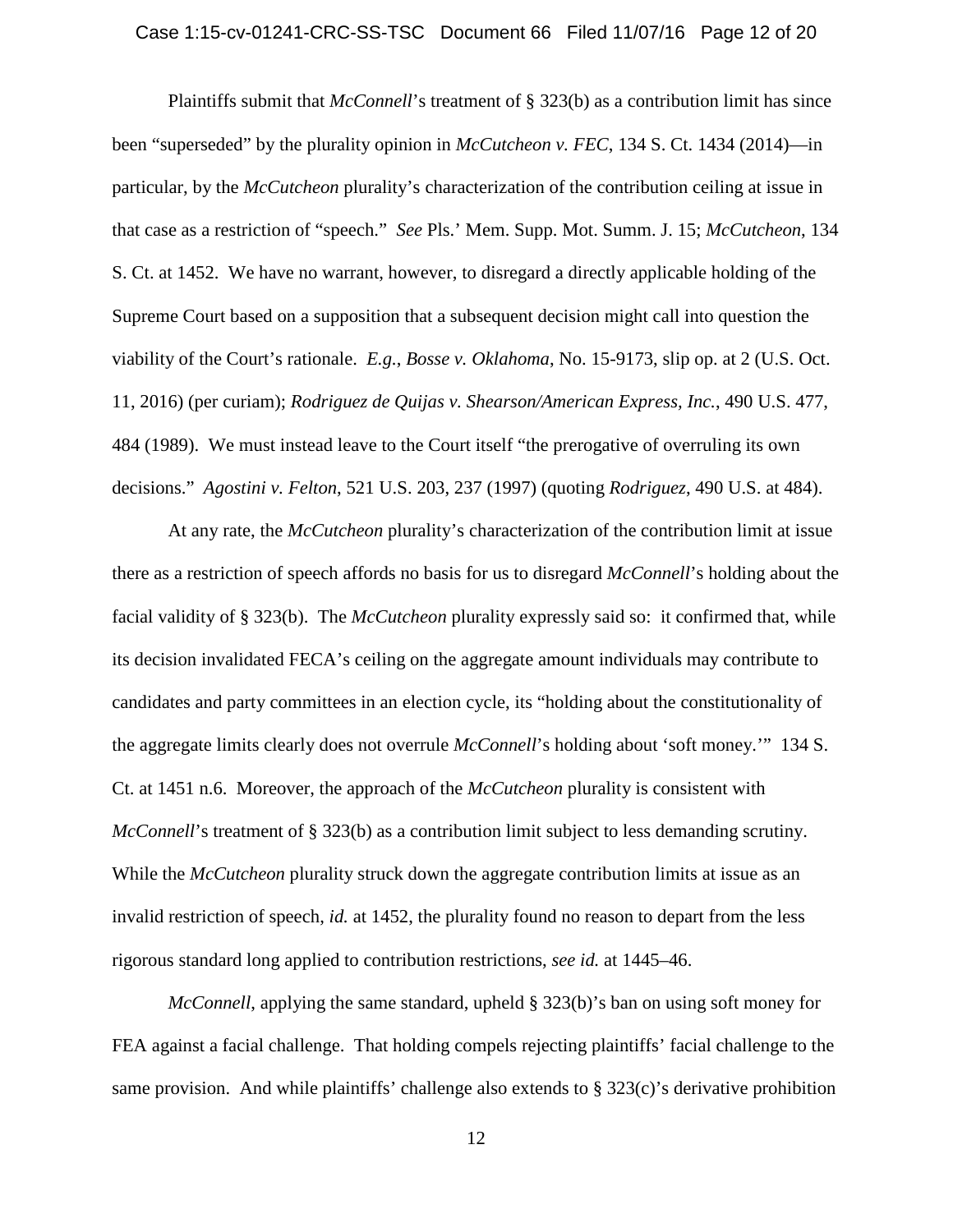Plaintiffs submit that *McConnell*'s treatment of § 323(b) as a contribution limit has since been "superseded" by the plurality opinion in *McCutcheon v. FEC*, 134 S. Ct. 1434 (2014)—in particular, by the *McCutcheon* plurality's characterization of the contribution ceiling at issue in that case as a restriction of "speech." *See* Pls.' Mem. Supp. Mot. Summ. J. 15; *McCutcheon*, 134 S. Ct. at 1452. We have no warrant, however, to disregard a directly applicable holding of the Supreme Court based on a supposition that a subsequent decision might call into question the viability of the Court's rationale. *E.g.*, *Bosse v. Oklahoma*, No. 15-9173, slip op. at 2 (U.S. Oct. 11, 2016) (per curiam); *Rodriguez de Quijas v. Shearson/American Express, Inc.*, 490 U.S. 477, 484 (1989). We must instead leave to the Court itself "the prerogative of overruling its own decisions." *Agostini v. Felton*, 521 U.S. 203, 237 (1997) (quoting *Rodriguez*, 490 U.S. at 484).

At any rate, the *McCutcheon* plurality's characterization of the contribution limit at issue there as a restriction of speech affords no basis for us to disregard *McConnell*'s holding about the facial validity of § 323(b). The *McCutcheon* plurality expressly said so: it confirmed that, while its decision invalidated FECA's ceiling on the aggregate amount individuals may contribute to candidates and party committees in an election cycle, its "holding about the constitutionality of the aggregate limits clearly does not overrule *McConnell*'s holding about 'soft money.'" 134 S. Ct. at 1451 n.6. Moreover, the approach of the *McCutcheon* plurality is consistent with *McConnell*'s treatment of § 323(b) as a contribution limit subject to less demanding scrutiny. While the *McCutcheon* plurality struck down the aggregate contribution limits at issue as an invalid restriction of speech, *id.* at 1452, the plurality found no reason to depart from the less rigorous standard long applied to contribution restrictions, *see id.* at 1445–46.

*McConnell*, applying the same standard, upheld § 323(b)'s ban on using soft money for FEA against a facial challenge. That holding compels rejecting plaintiffs' facial challenge to the same provision. And while plaintiffs' challenge also extends to § 323(c)'s derivative prohibition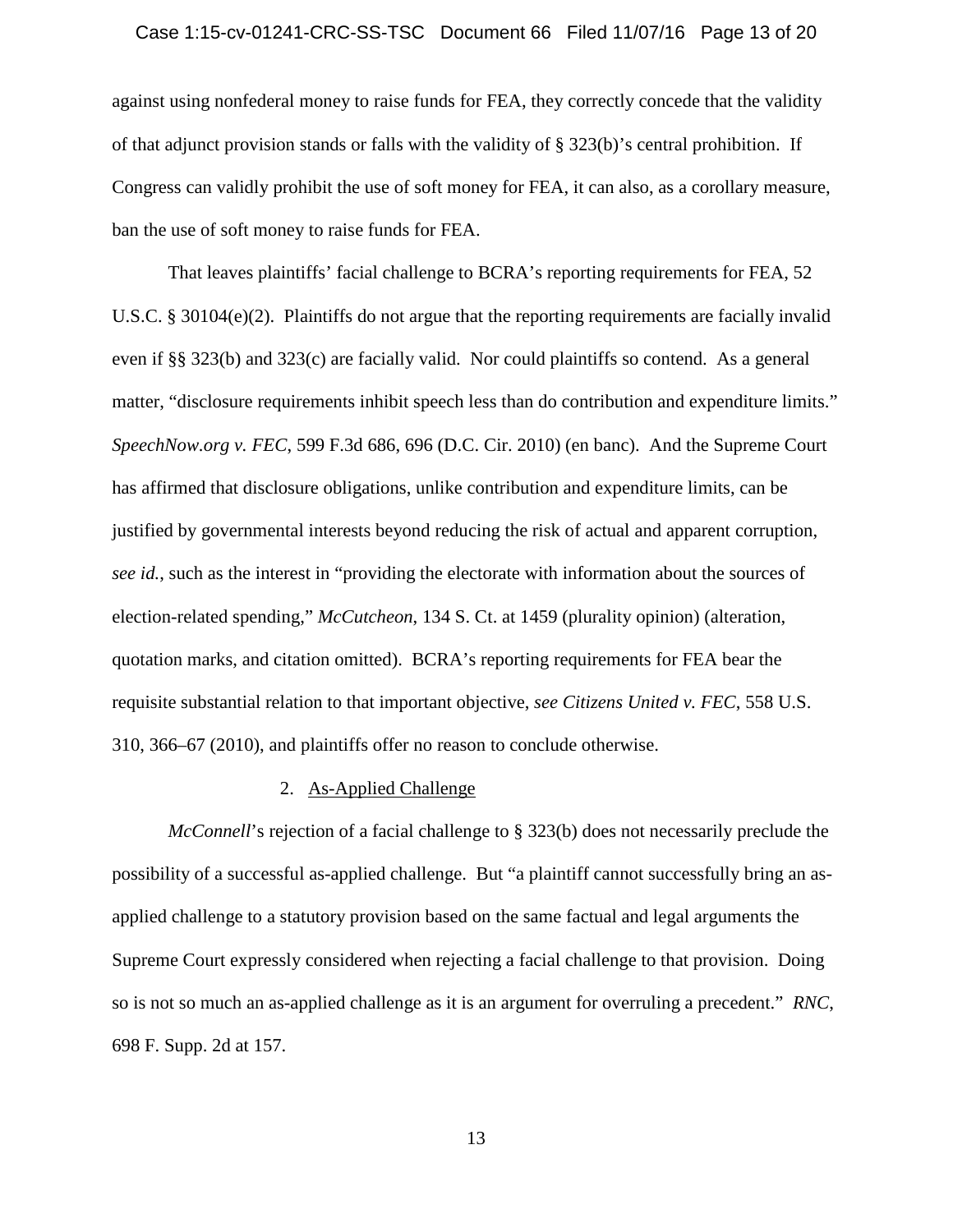against using nonfederal money to raise funds for FEA, they correctly concede that the validity of that adjunct provision stands or falls with the validity of § 323(b)'s central prohibition. If Congress can validly prohibit the use of soft money for FEA, it can also, as a corollary measure, ban the use of soft money to raise funds for FEA.

That leaves plaintiffs' facial challenge to BCRA's reporting requirements for FEA, 52 U.S.C. § 30104(e)(2). Plaintiffs do not argue that the reporting requirements are facially invalid even if §§ 323(b) and 323(c) are facially valid. Nor could plaintiffs so contend. As a general matter, "disclosure requirements inhibit speech less than do contribution and expenditure limits." *SpeechNow.org v. FEC*, 599 F.3d 686, 696 (D.C. Cir. 2010) (en banc). And the Supreme Court has affirmed that disclosure obligations, unlike contribution and expenditure limits, can be justified by governmental interests beyond reducing the risk of actual and apparent corruption, *see id.*, such as the interest in "providing the electorate with information about the sources of election-related spending," *McCutcheon*, 134 S. Ct. at 1459 (plurality opinion) (alteration, quotation marks, and citation omitted). BCRA's reporting requirements for FEA bear the requisite substantial relation to that important objective, *see Citizens United v. FEC*, 558 U.S. 310, 366–67 (2010), and plaintiffs offer no reason to conclude otherwise.

2. As-Applied Challenge

*McConnell*'s rejection of a facial challenge to § 323(b) does not necessarily preclude the possibility of a successful as-applied challenge. But "a plaintiff cannot successfully bring an as-applied challenge to a statutory provision based on the same factual and legal arguments the Supreme Court expressly considered when rejecting a facial challenge to that provision. Doing so is not so much an as-applied challenge as it is an argument for overruling a precedent." *RNC*, 698 F. Supp. 2d at 157.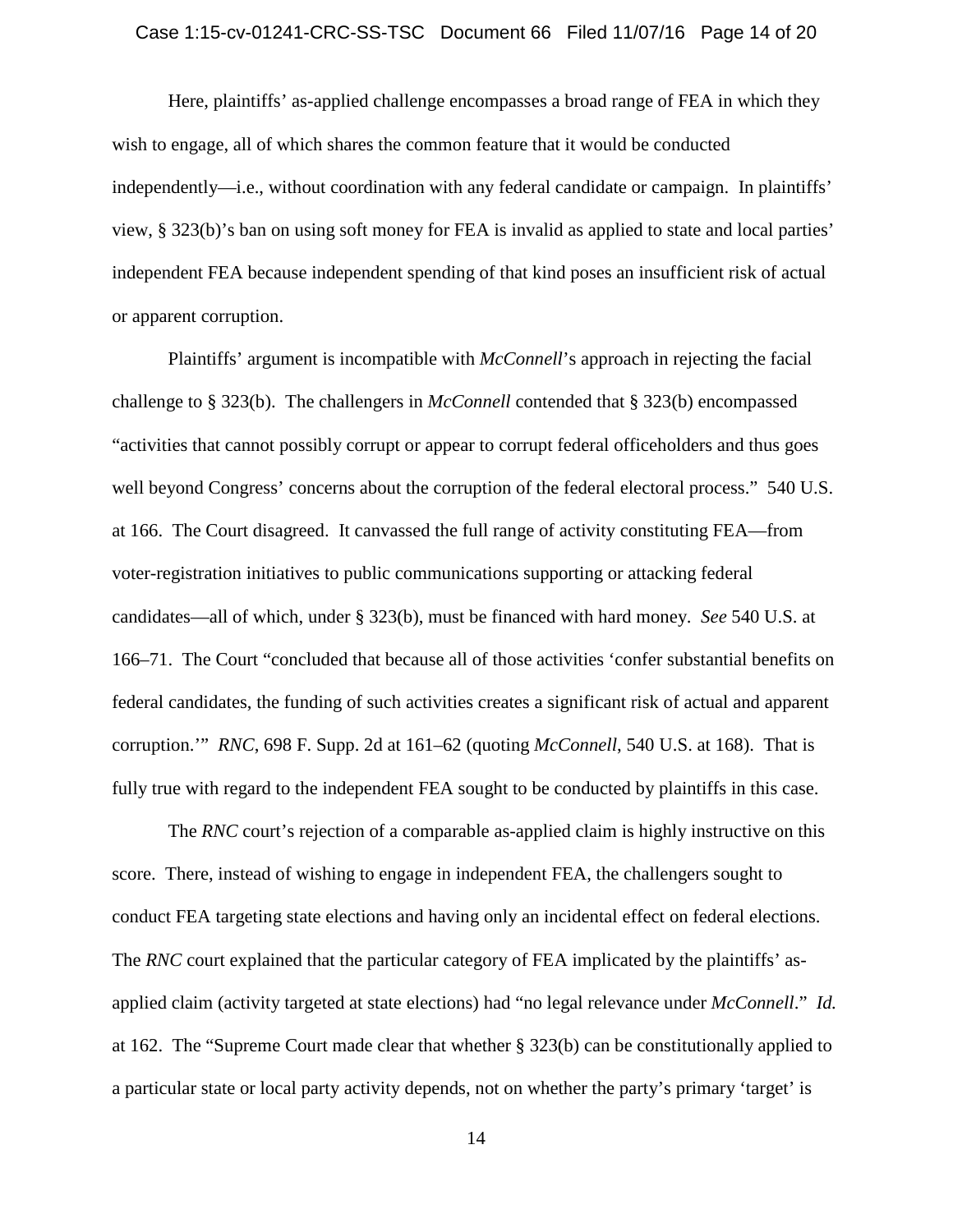Here, plaintiffs' as-applied challenge encompasses a broad range of FEA in which they wish to engage, all of which shares the common feature that it would be conducted independently—i.e., without coordination with any federal candidate or campaign. In plaintiffs' view, § 323(b)'s ban on using soft money for FEA is invalid as applied to state and local parties' independent FEA because independent spending of that kind poses an insufficient risk of actual or apparent corruption.

Plaintiffs' argument is incompatible with *McConnell*'s approach in rejecting the facial challenge to § 323(b). The challengers in *McConnell* contended that § 323(b) encompassed "activities that cannot possibly corrupt or appear to corrupt federal officeholders and thus goes well beyond Congress' concerns about the corruption of the federal electoral process." 540 U.S. at 166. The Court disagreed. It canvassed the full range of activity constituting FEA—from voter-registration initiatives to public communications supporting or attacking federal candidates—all of which, under § 323(b), must be financed with hard money. *See* 540 U.S. at 166–71. The Court "concluded that because all of those activities 'confer substantial benefits on federal candidates, the funding of such activities creates a significant risk of actual and apparent corruption.'" *RNC*, 698 F. Supp. 2d at 161–62 (quoting *McConnell*, 540 U.S. at 168). That is fully true with regard to the independent FEA sought to be conducted by plaintiffs in this case.

The *RNC* court's rejection of a comparable as-applied claim is highly instructive on this score. There, instead of wishing to engage in independent FEA, the challengers sought to conduct FEA targeting state elections and having only an incidental effect on federal elections. The *RNC* court explained that the particular category of FEA implicated by the plaintiffs' as-applied claim (activity targeted at state elections) had "no legal relevance under *McConnell*." *Id.* at 162. The "Supreme Court made clear that whether § 323(b) can be constitutionally applied to a particular state or local party activity depends, not on whether the party's primary 'target' is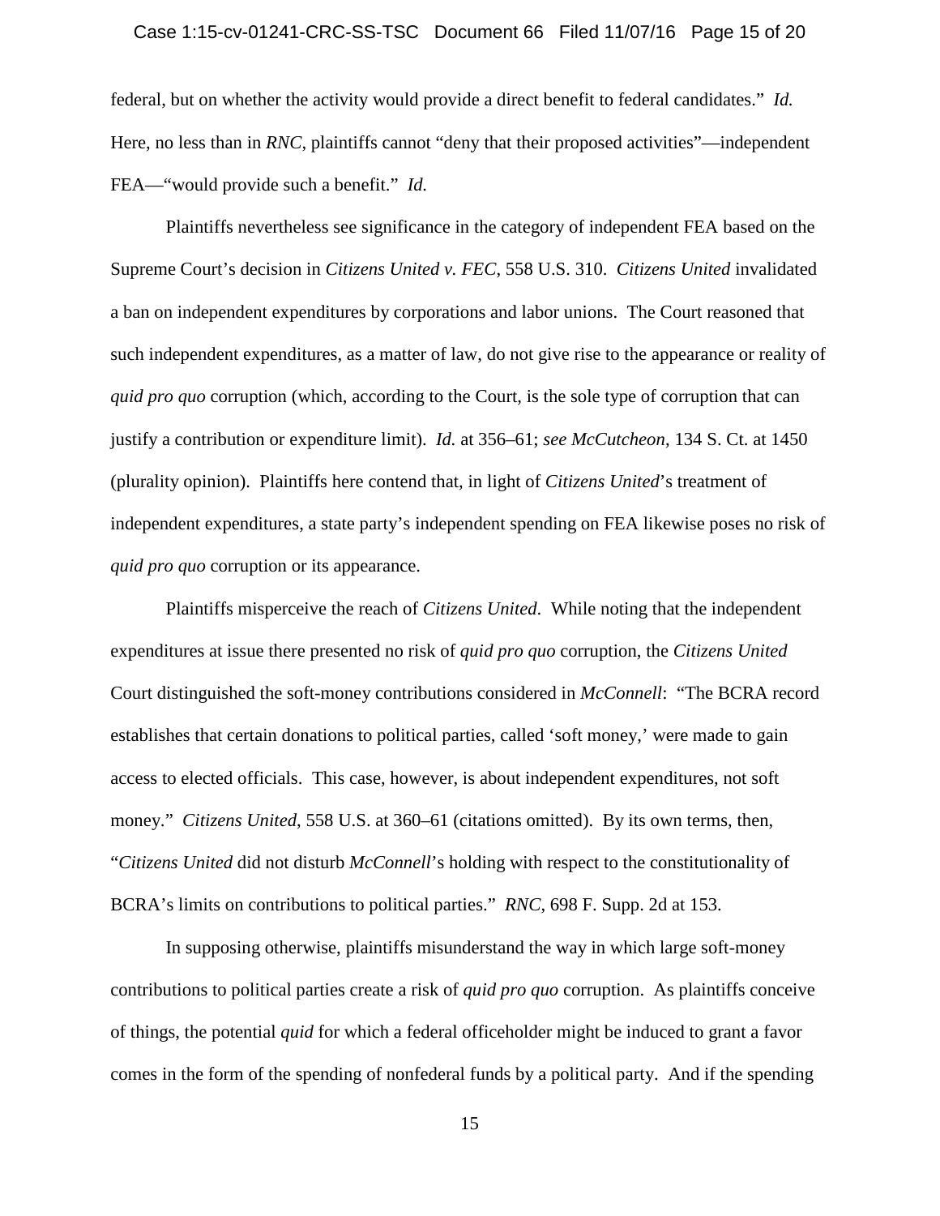federal, but on whether the activity would provide a direct benefit to federal candidates." *Id.* Here, no less than in *RNC*, plaintiffs cannot "deny that their proposed activities"—independent FEA—"would provide such a benefit." *Id.*

Plaintiffs nevertheless see significance in the category of independent FEA based on the Supreme Court's decision in *Citizens United v. FEC*, 558 U.S. 310. *Citizens United* invalidated a ban on independent expenditures by corporations and labor unions. The Court reasoned that such independent expenditures, as a matter of law, do not give rise to the appearance or reality of *quid pro quo* corruption (which, according to the Court, is the sole type of corruption that can justify a contribution or expenditure limit). *Id.* at 356–61; *see McCutcheon*, 134 S. Ct. at 1450 (plurality opinion). Plaintiffs here contend that, in light of *Citizens United*'s treatment of independent expenditures, a state party's independent spending on FEA likewise poses no risk of *quid pro quo* corruption or its appearance.

Plaintiffs misperceive the reach of *Citizens United*. While noting that the independent expenditures at issue there presented no risk of *quid pro quo* corruption, the *Citizens United* Court distinguished the soft-money contributions considered in *McConnell*: "The BCRA record establishes that certain donations to political parties, called 'soft money,' were made to gain access to elected officials. This case, however, is about independent expenditures, not soft money." *Citizens United*, 558 U.S. at 360–61 (citations omitted). By its own terms, then, "*Citizens United* did not disturb *McConnell*'s holding with respect to the constitutionality of BCRA's limits on contributions to political parties." *RNC*, 698 F. Supp. 2d at 153.

In supposing otherwise, plaintiffs misunderstand the way in which large soft-money contributions to political parties create a risk of *quid pro quo* corruption. As plaintiffs conceive of things, the potential *quid* for which a federal officeholder might be induced to grant a favor comes in the form of the spending of nonfederal funds by a political party. And if the spending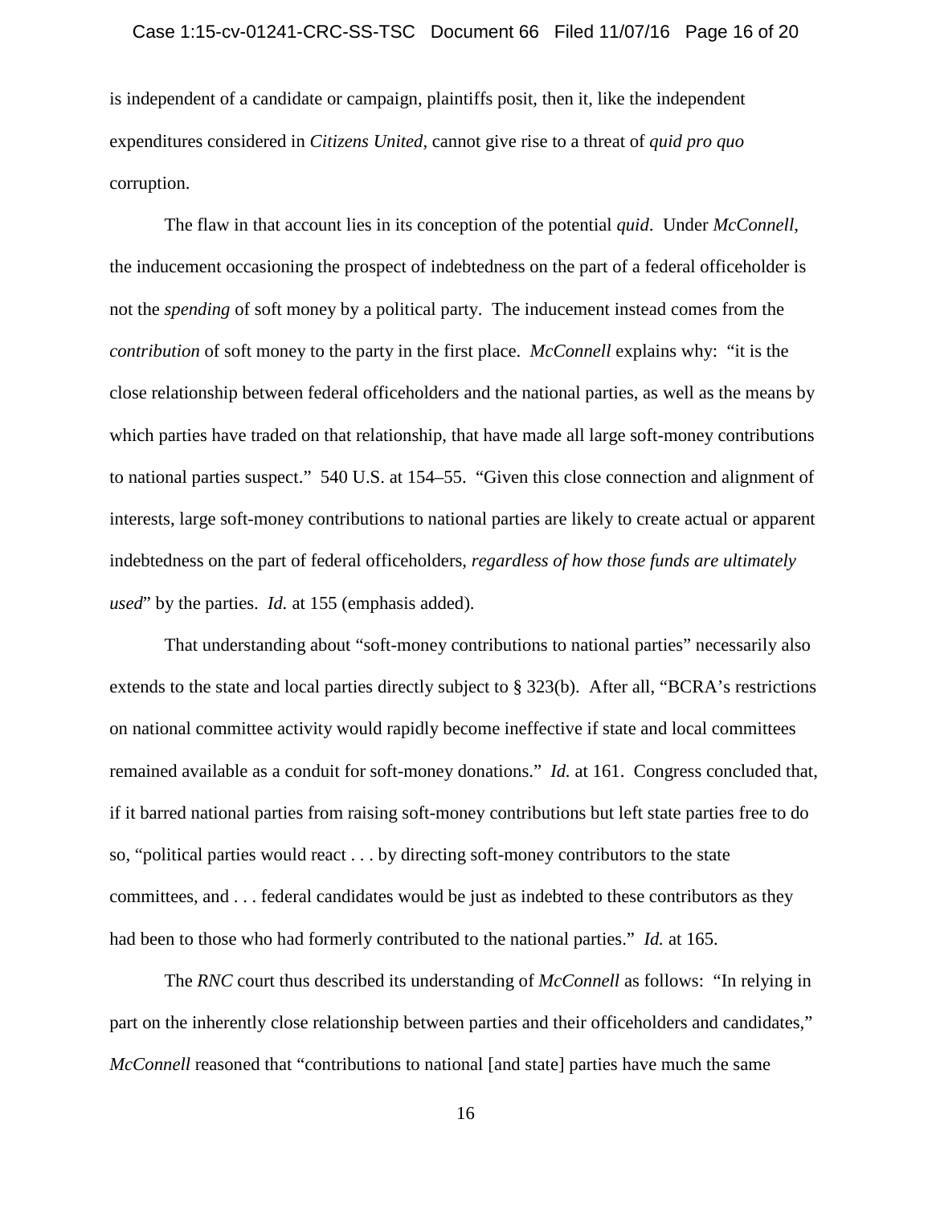is independent of a candidate or campaign, plaintiffs posit, then it, like the independent expenditures considered in *Citizens United*, cannot give rise to a threat of *quid pro quo* corruption.

The flaw in that account lies in its conception of the potential *quid*. Under *McConnell*, the inducement occasioning the prospect of indebtedness on the part of a federal officeholder is not the *spending* of soft money by a political party. The inducement instead comes from the *contribution* of soft money to the party in the first place. *McConnell* explains why: "it is the close relationship between federal officeholders and the national parties, as well as the means by which parties have traded on that relationship, that have made all large soft-money contributions to national parties suspect." 540 U.S. at 154–55. "Given this close connection and alignment of interests, large soft-money contributions to national parties are likely to create actual or apparent indebtedness on the part of federal officeholders, *regardless of how those funds are ultimately used*" by the parties. *Id.* at 155 (emphasis added).

That understanding about "soft-money contributions to national parties" necessarily also extends to the state and local parties directly subject to § 323(b). After all, "BCRA's restrictions on national committee activity would rapidly become ineffective if state and local committees remained available as a conduit for soft-money donations." *Id.* at 161. Congress concluded that, if it barred national parties from raising soft-money contributions but left state parties free to do so, "political parties would react . . . by directing soft-money contributors to the state committees, and . . . federal candidates would be just as indebted to these contributors as they had been to those who had formerly contributed to the national parties." *Id.* at 165.

The *RNC* court thus described its understanding of *McConnell* as follows: "In relying in part on the inherently close relationship between parties and their officeholders and candidates," *McConnell* reasoned that "contributions to national [and state] parties have much the same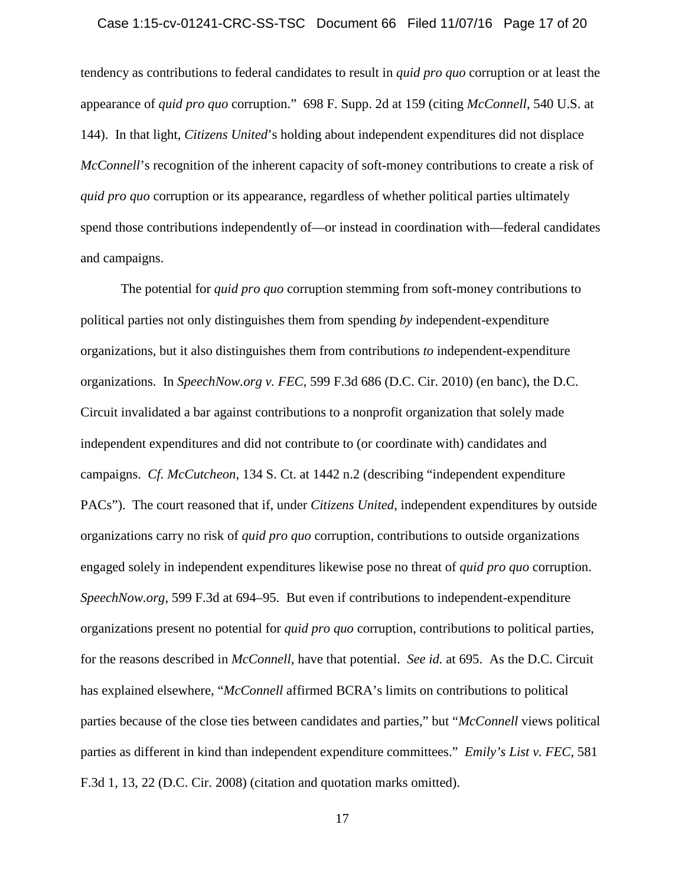tendency as contributions to federal candidates to result in *quid pro quo* corruption or at least the appearance of *quid pro quo* corruption." 698 F. Supp. 2d at 159 (citing *McConnell*, 540 U.S. at 144). In that light, *Citizens United*'s holding about independent expenditures did not displace *McConnell*'s recognition of the inherent capacity of soft-money contributions to create a risk of *quid pro quo* corruption or its appearance, regardless of whether political parties ultimately spend those contributions independently of—or instead in coordination with—federal candidates and campaigns.

The potential for *quid pro quo* corruption stemming from soft-money contributions to political parties not only distinguishes them from spending *by* independent-expenditure organizations, but it also distinguishes them from contributions *to* independent-expenditure organizations. In *SpeechNow.org v. FEC*, 599 F.3d 686 (D.C. Cir. 2010) (en banc), the D.C. Circuit invalidated a bar against contributions to a nonprofit organization that solely made independent expenditures and did not contribute to (or coordinate with) candidates and campaigns. *Cf. McCutcheon*, 134 S. Ct. at 1442 n.2 (describing "independent expenditure PACs"). The court reasoned that if, under *Citizens United*, independent expenditures by outside organizations carry no risk of *quid pro quo* corruption, contributions to outside organizations engaged solely in independent expenditures likewise pose no threat of *quid pro quo* corruption. *SpeechNow.org*, 599 F.3d at 694–95. But even if contributions to independent-expenditure organizations present no potential for *quid pro quo* corruption, contributions to political parties, for the reasons described in *McConnell*, have that potential. *See id.* at 695. As the D.C. Circuit has explained elsewhere, "*McConnell* affirmed BCRA's limits on contributions to political parties because of the close ties between candidates and parties," but "*McConnell* views political parties as different in kind than independent expenditure committees." *Emily's List v. FEC*, 581 F.3d 1, 13, 22 (D.C. Cir. 2008) (citation and quotation marks omitted).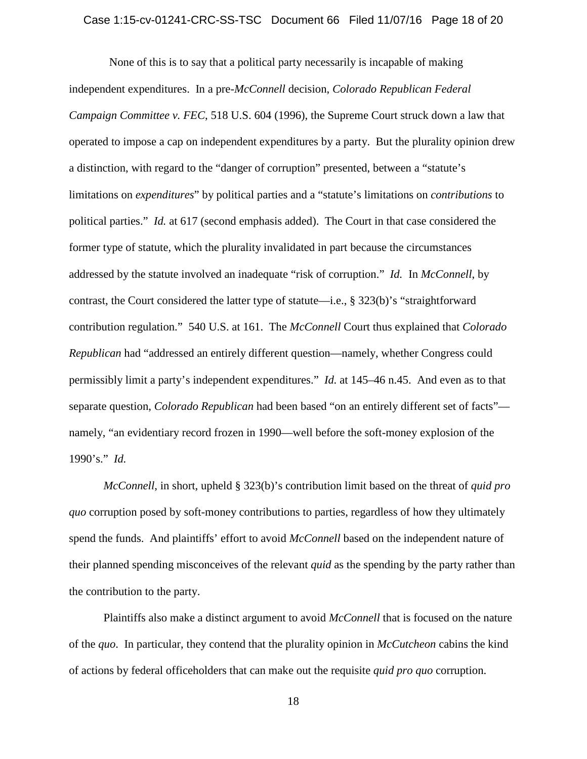None of this is to say that a political party necessarily is incapable of making independent expenditures. In a pre-*McConnell* decision, *Colorado Republican Federal Campaign Committee v. FEC*, 518 U.S. 604 (1996), the Supreme Court struck down a law that operated to impose a cap on independent expenditures by a party. But the plurality opinion drew a distinction, with regard to the "danger of corruption" presented, between a "statute's limitations on *expenditures*" by political parties and a "statute's limitations on *contributions* to political parties." *Id.* at 617 (second emphasis added). The Court in that case considered the former type of statute, which the plurality invalidated in part because the circumstances addressed by the statute involved an inadequate "risk of corruption." *Id.* In *McConnell*, by contrast, the Court considered the latter type of statute—i.e., § 323(b)'s "straightforward contribution regulation." 540 U.S. at 161. The *McConnell* Court thus explained that *Colorado Republican* had "addressed an entirely different question—namely, whether Congress could permissibly limit a party's independent expenditures." *Id.* at 145–46 n.45. And even as to that separate question, *Colorado Republican* had been based "on an entirely different set of facts"—namely, "an evidentiary record frozen in 1990—well before the soft-money explosion of the 1990's." *Id.*

*McConnell*, in short, upheld § 323(b)'s contribution limit based on the threat of *quid pro quo* corruption posed by soft-money contributions to parties, regardless of how they ultimately spend the funds. And plaintiffs' effort to avoid *McConnell* based on the independent nature of their planned spending misconceives of the relevant *quid* as the spending by the party rather than the contribution to the party.

Plaintiffs also make a distinct argument to avoid *McConnell* that is focused on the nature of the *quo*. In particular, they contend that the plurality opinion in *McCutcheon* cabins the kind of actions by federal officeholders that can make out the requisite *quid pro quo* corruption.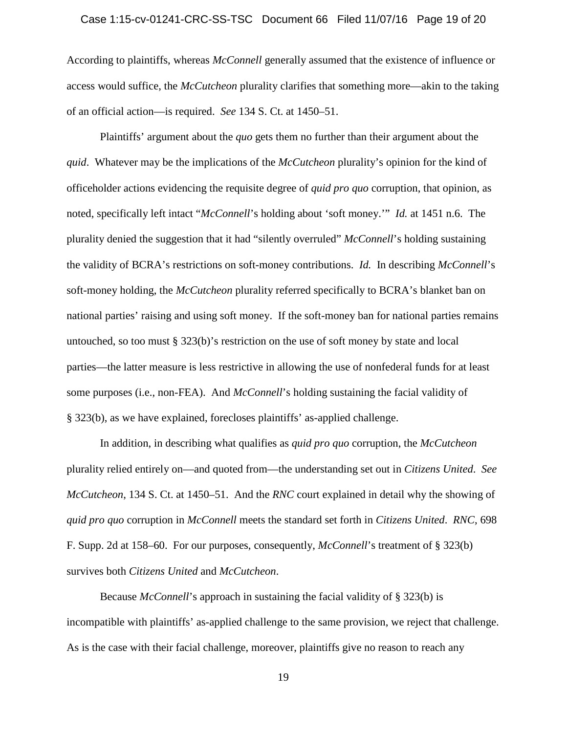According to plaintiffs, whereas *McConnell* generally assumed that the existence of influence or access would suffice, the *McCutcheon* plurality clarifies that something more—akin to the taking of an official action—is required. *See* 134 S. Ct. at 1450–51.

Plaintiffs' argument about the *quo* gets them no further than their argument about the *quid*. Whatever may be the implications of the *McCutcheon* plurality's opinion for the kind of officeholder actions evidencing the requisite degree of *quid pro quo* corruption, that opinion, as noted, specifically left intact "*McConnell*'s holding about 'soft money.'" *Id.* at 1451 n.6. The plurality denied the suggestion that it had "silently overruled" *McConnell*'s holding sustaining the validity of BCRA's restrictions on soft-money contributions. *Id.* In describing *McConnell*'s soft-money holding, the *McCutcheon* plurality referred specifically to BCRA's blanket ban on national parties' raising and using soft money. If the soft-money ban for national parties remains untouched, so too must § 323(b)'s restriction on the use of soft money by state and local parties—the latter measure is less restrictive in allowing the use of nonfederal funds for at least some purposes (i.e., non-FEA). And *McConnell*'s holding sustaining the facial validity of § 323(b), as we have explained, forecloses plaintiffs' as-applied challenge.

In addition, in describing what qualifies as *quid pro quo* corruption, the *McCutcheon* plurality relied entirely on—and quoted from—the understanding set out in *Citizens United*. *See McCutcheon*, 134 S. Ct. at 1450–51. And the *RNC* court explained in detail why the showing of *quid pro quo* corruption in *McConnell* meets the standard set forth in *Citizens United*. *RNC*, 698 F. Supp. 2d at 158–60. For our purposes, consequently, *McConnell*'s treatment of § 323(b) survives both *Citizens United* and *McCutcheon*.

Because *McConnell*'s approach in sustaining the facial validity of § 323(b) is incompatible with plaintiffs' as-applied challenge to the same provision, we reject that challenge. As is the case with their facial challenge, moreover, plaintiffs give no reason to reach any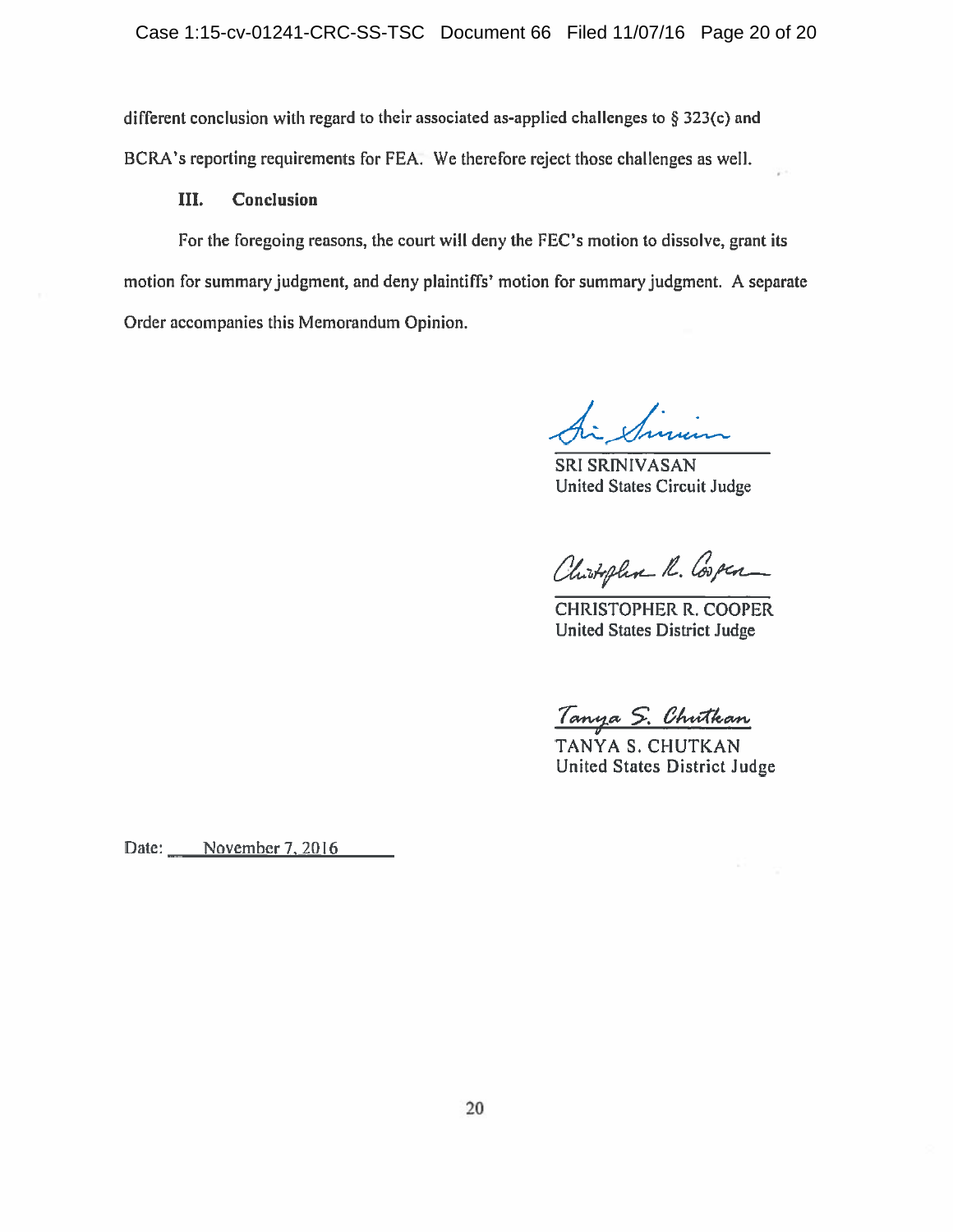different conclusion with regard to their associated as-applied challenges to § 323(c) and BCRA's reporting requirements for FEA. We therefore reject those challenges as well.

## III. Conclusion

For the foregoing reasons, the court will deny the FEC's motion to dissolve, grant its motion for summary judgment, and deny plaintiffs' motion for summary judgment. A separate Order accompanies this Memorandum Opinion.

SRI SRINIVASAN
United States Circuit Judge

CHRISTOPHER R. COOPER
United States District Judge

TANYA S. CHUTKAN
United States District Judge

Date: November 7, 2016